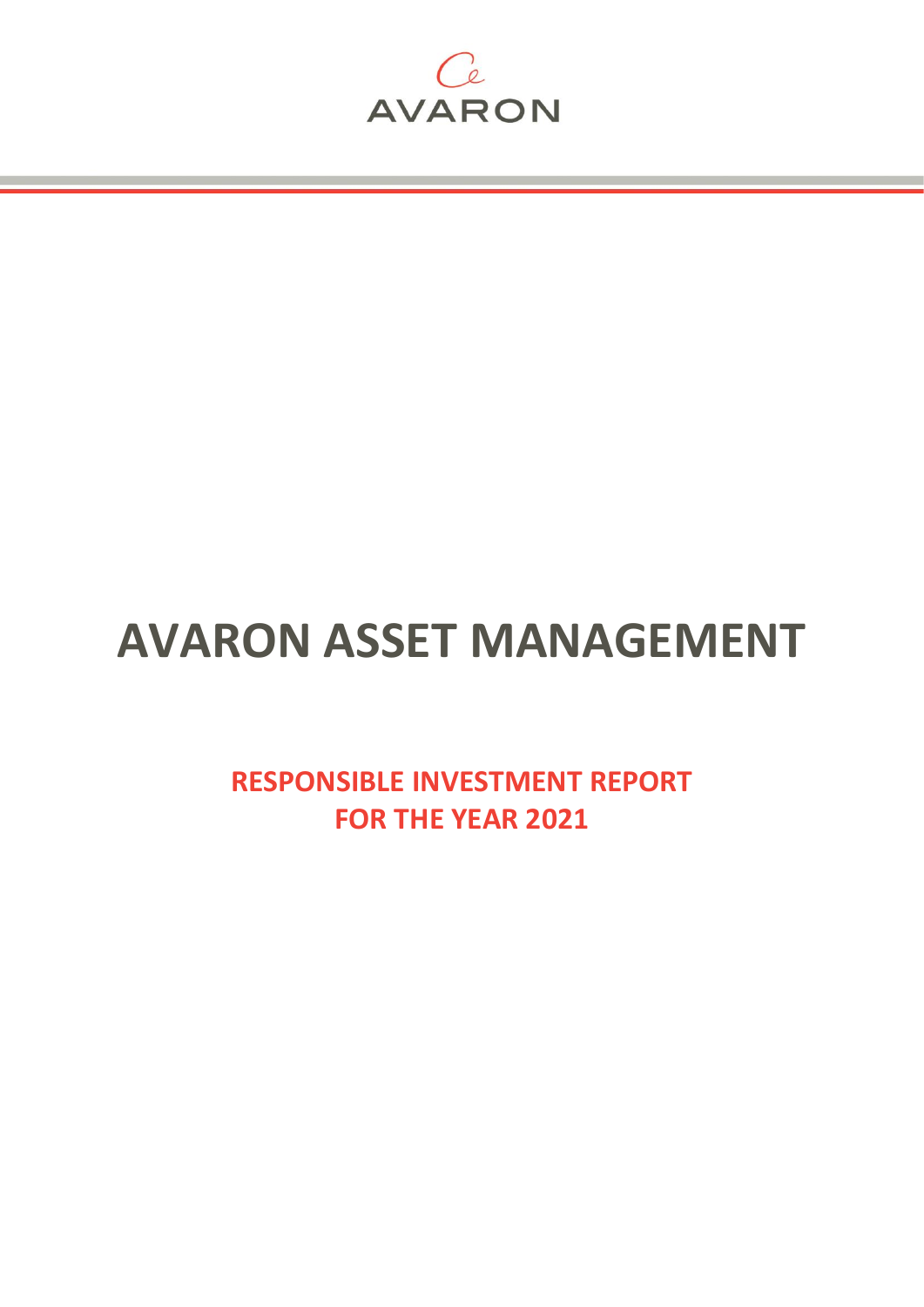AVARON

# AVARON ASSET MANAGEMENT

## RESPONSIBLE INVESTMENT REPORT FOR THE YEAR 2021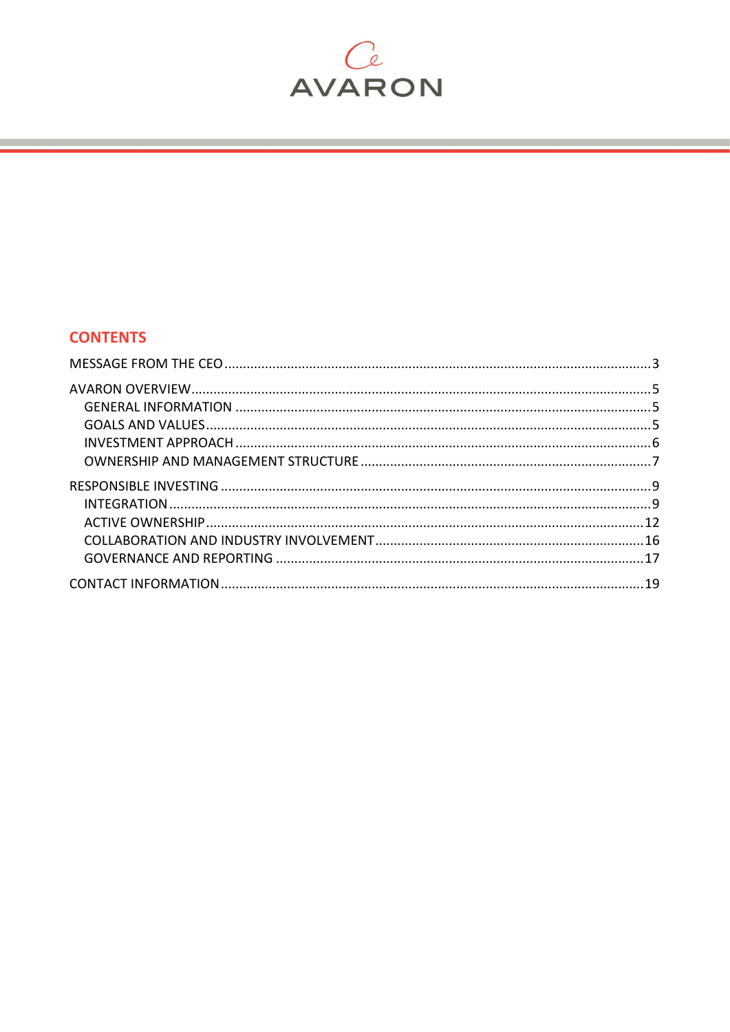AVARON

## CONTENTS

MESSAGE FROM THE CEO ........ 3

AVARON OVERVIEW ........ 5
- GENERAL INFORMATION ........ 5
- GOALS AND VALUES ........ 5
- INVESTMENT APPROACH ........ 6
- OWNERSHIP AND MANAGEMENT STRUCTURE ........ 7

RESPONSIBLE INVESTING ........ 9
- INTEGRATION ........ 9
- ACTIVE OWNERSHIP ........ 12
- COLLABORATION AND INDUSTRY INVOLVEMENT ........ 16
- GOVERNANCE AND REPORTING ........ 17

CONTACT INFORMATION ........ 19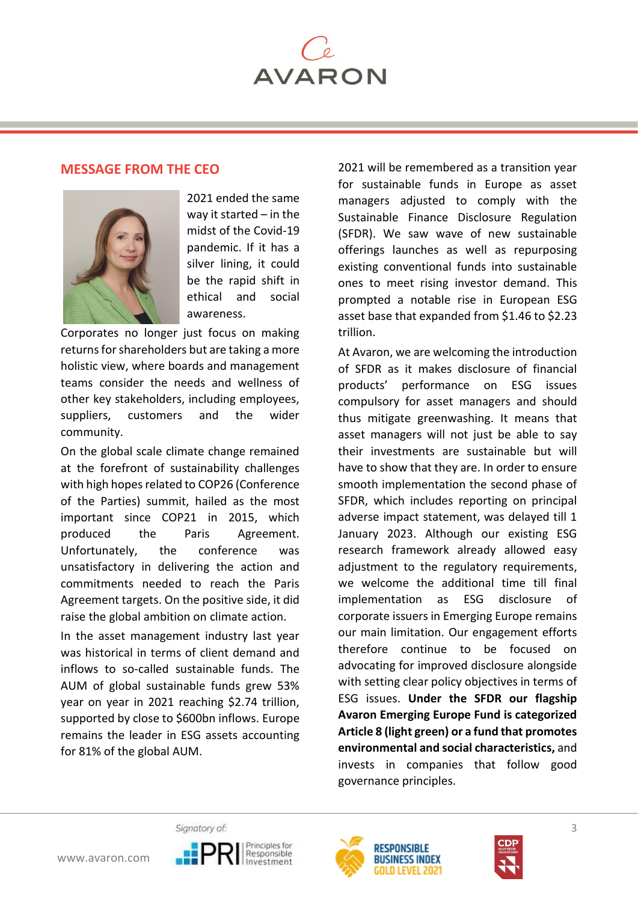## MESSAGE FROM THE CEO

2021 ended the same way it started – in the midst of the Covid-19 pandemic. If it has a silver lining, it could be the rapid shift in ethical and social awareness. Corporates no longer just focus on making returns for shareholders but are taking a more holistic view, where boards and management teams consider the needs and wellness of other key stakeholders, including employees, suppliers, customers and the wider community.

On the global scale climate change remained at the forefront of sustainability challenges with high hopes related to COP26 (Conference of the Parties) summit, hailed as the most important since COP21 in 2015, which produced the Paris Agreement. Unfortunately, the conference was unsatisfactory in delivering the action and commitments needed to reach the Paris Agreement targets. On the positive side, it did raise the global ambition on climate action.

In the asset management industry last year was historical in terms of client demand and inflows to so-called sustainable funds. The AUM of global sustainable funds grew 53% year on year in 2021 reaching $2.74 trillion, supported by close to $600bn inflows. Europe remains the leader in ESG assets accounting for 81% of the global AUM.

2021 will be remembered as a transition year for sustainable funds in Europe as asset managers adjusted to comply with the Sustainable Finance Disclosure Regulation (SFDR). We saw wave of new sustainable offerings launches as well as repurposing existing conventional funds into sustainable ones to meet rising investor demand. This prompted a notable rise in European ESG asset base that expanded from $1.46 to $2.23 trillion.

At Avaron, we are welcoming the introduction of SFDR as it makes disclosure of financial products' performance on ESG issues compulsory for asset managers and should thus mitigate greenwashing. It means that asset managers will not just be able to say their investments are sustainable but will have to show that they are. In order to ensure smooth implementation the second phase of SFDR, which includes reporting on principal adverse impact statement, was delayed till 1 January 2023. Although our existing ESG research framework already allowed easy adjustment to the regulatory requirements, we welcome the additional time till final implementation as ESG disclosure of corporate issuers in Emerging Europe remains our main limitation. Our engagement efforts therefore continue to be focused on advocating for improved disclosure alongside with setting clear policy objectives in terms of ESG issues. **Under the SFDR our flagship Avaron Emerging Europe Fund is categorized Article 8 (light green) or a fund that promotes environmental and social characteristics,** and invests in companies that follow good governance principles.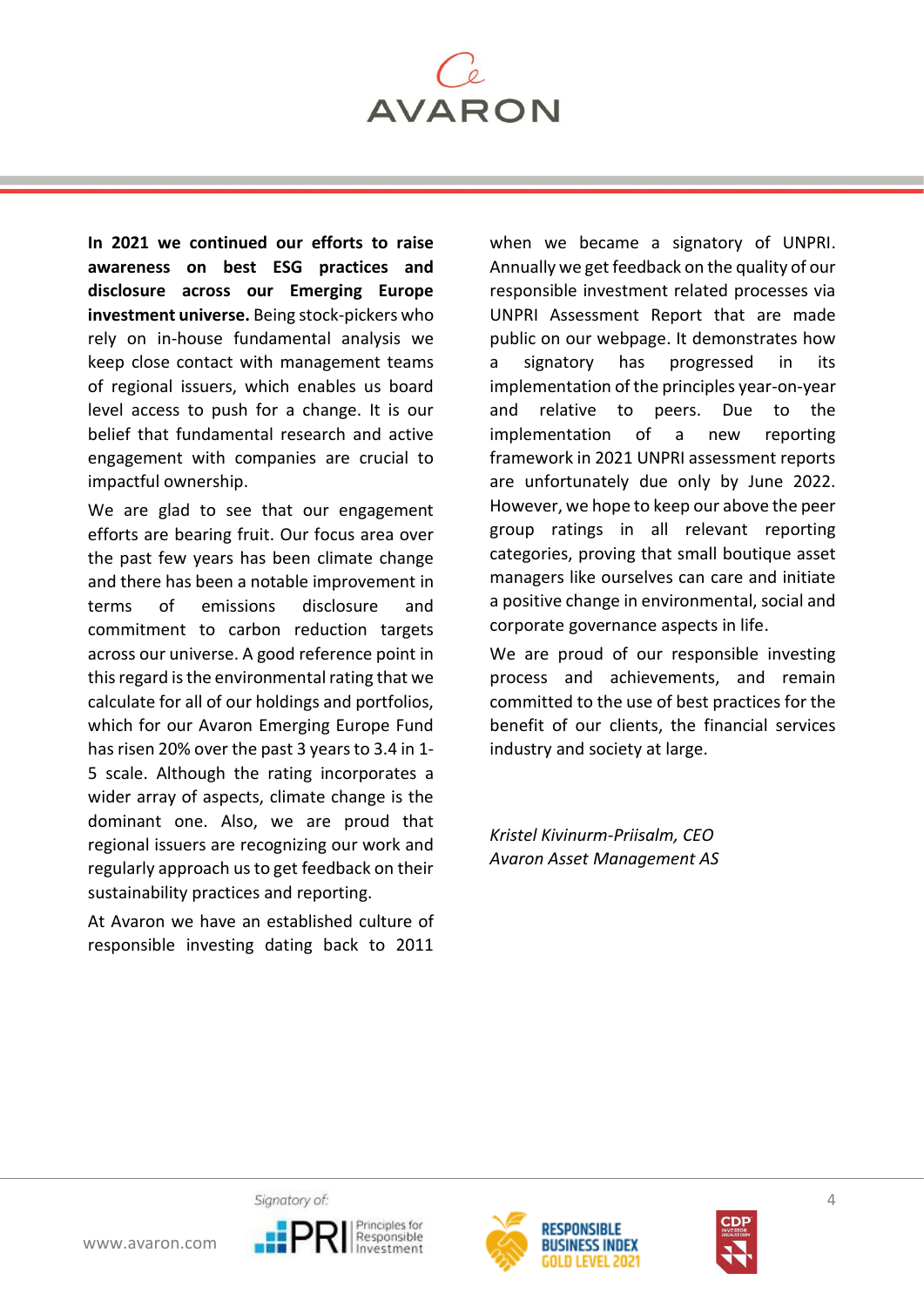**In 2021 we continued our efforts to raise awareness on best ESG practices and disclosure across our Emerging Europe investment universe.** Being stock-pickers who rely on in-house fundamental analysis we keep close contact with management teams of regional issuers, which enables us board level access to push for a change. It is our belief that fundamental research and active engagement with companies are crucial to impactful ownership.

We are glad to see that our engagement efforts are bearing fruit. Our focus area over the past few years has been climate change and there has been a notable improvement in terms of emissions disclosure and commitment to carbon reduction targets across our universe. A good reference point in this regard is the environmental rating that we calculate for all of our holdings and portfolios, which for our Avaron Emerging Europe Fund has risen 20% over the past 3 years to 3.4 in 1-5 scale. Although the rating incorporates a wider array of aspects, climate change is the dominant one. Also, we are proud that regional issuers are recognizing our work and regularly approach us to get feedback on their sustainability practices and reporting.

At Avaron we have an established culture of responsible investing dating back to 2011 when we became a signatory of UNPRI. Annually we get feedback on the quality of our responsible investment related processes via UNPRI Assessment Report that are made public on our webpage. It demonstrates how a signatory has progressed in its implementation of the principles year-on-year and relative to peers. Due to the implementation of a new reporting framework in 2021 UNPRI assessment reports are unfortunately due only by June 2022. However, we hope to keep our above the peer group ratings in all relevant reporting categories, proving that small boutique asset managers like ourselves can care and initiate a positive change in environmental, social and corporate governance aspects in life.

We are proud of our responsible investing process and achievements, and remain committed to the use of best practices for the benefit of our clients, the financial services industry and society at large.

*Kristel Kivinurm-Priisalm, CEO*
*Avaron Asset Management AS*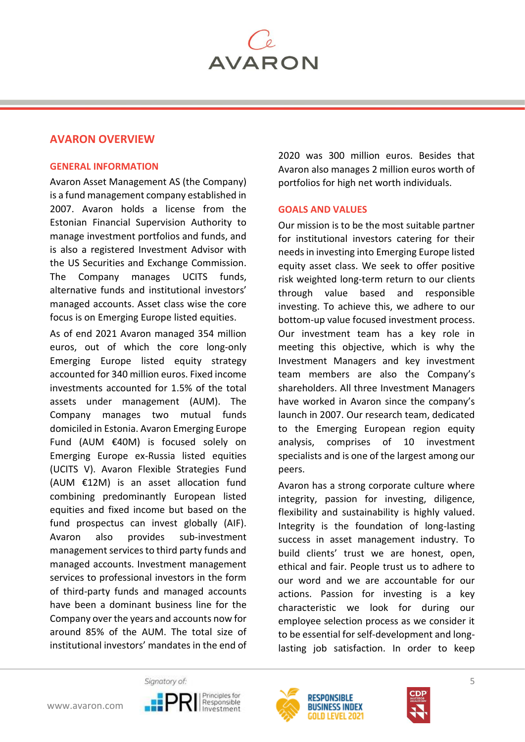## AVARON OVERVIEW

### GENERAL INFORMATION

Avaron Asset Management AS (the Company) is a fund management company established in 2007. Avaron holds a license from the Estonian Financial Supervision Authority to manage investment portfolios and funds, and is also a registered Investment Advisor with the US Securities and Exchange Commission. The Company manages UCITS funds, alternative funds and institutional investors' managed accounts. Asset class wise the core focus is on Emerging Europe listed equities.

As of end 2021 Avaron managed 354 million euros, out of which the core long-only Emerging Europe listed equity strategy accounted for 340 million euros. Fixed income investments accounted for 1.5% of the total assets under management (AUM). The Company manages two mutual funds domiciled in Estonia. Avaron Emerging Europe Fund (AUM €40M) is focused solely on Emerging Europe ex-Russia listed equities (UCITS V). Avaron Flexible Strategies Fund (AUM €12M) is an asset allocation fund combining predominantly European listed equities and fixed income but based on the fund prospectus can invest globally (AIF). Avaron also provides sub-investment management services to third party funds and managed accounts. Investment management services to professional investors in the form of third-party funds and managed accounts have been a dominant business line for the Company over the years and accounts now for around 85% of the AUM. The total size of institutional investors' mandates in the end of 2020 was 300 million euros. Besides that Avaron also manages 2 million euros worth of portfolios for high net worth individuals.

### GOALS AND VALUES

Our mission is to be the most suitable partner for institutional investors catering for their needs in investing into Emerging Europe listed equity asset class. We seek to offer positive risk weighted long-term return to our clients through value based and responsible investing. To achieve this, we adhere to our bottom-up value focused investment process. Our investment team has a key role in meeting this objective, which is why the Investment Managers and key investment team members are also the Company's shareholders. All three Investment Managers have worked in Avaron since the company's launch in 2007. Our research team, dedicated to the Emerging European region equity analysis, comprises of 10 investment specialists and is one of the largest among our peers.

Avaron has a strong corporate culture where integrity, passion for investing, diligence, flexibility and sustainability is highly valued. Integrity is the foundation of long-lasting success in asset management industry. To build clients' trust we are honest, open, ethical and fair. People trust us to adhere to our word and we are accountable for our actions. Passion for investing is a key characteristic we look for during our employee selection process as we consider it to be essential for self-development and long-lasting job satisfaction. In order to keep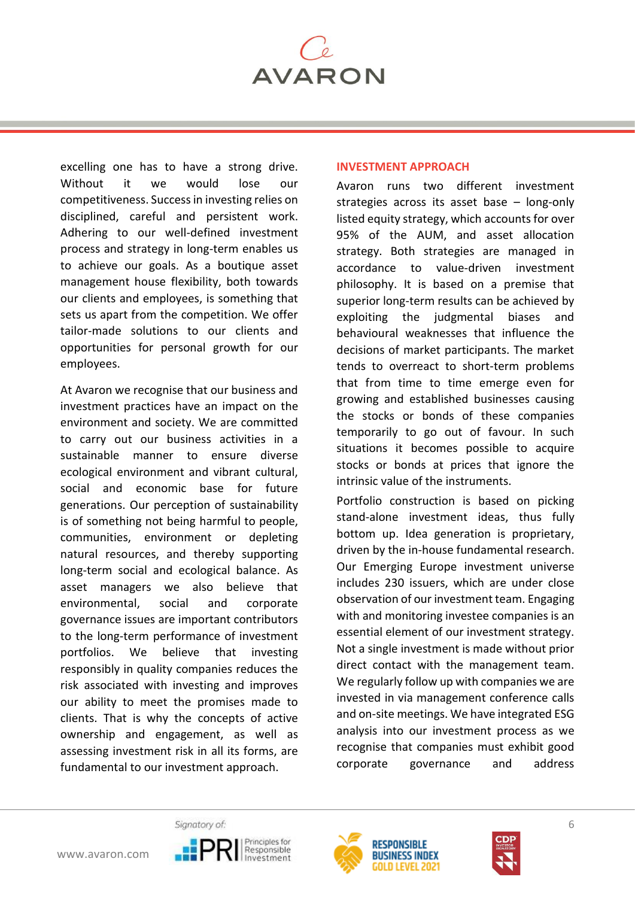excelling one has to have a strong drive. Without it we would lose our competitiveness. Success in investing relies on disciplined, careful and persistent work. Adhering to our well-defined investment process and strategy in long-term enables us to achieve our goals. As a boutique asset management house flexibility, both towards our clients and employees, is something that sets us apart from the competition. We offer tailor-made solutions to our clients and opportunities for personal growth for our employees.

At Avaron we recognise that our business and investment practices have an impact on the environment and society. We are committed to carry out our business activities in a sustainable manner to ensure diverse ecological environment and vibrant cultural, social and economic base for future generations. Our perception of sustainability is of something not being harmful to people, communities, environment or depleting natural resources, and thereby supporting long-term social and ecological balance. As asset managers we also believe that environmental, social and corporate governance issues are important contributors to the long-term performance of investment portfolios. We believe that investing responsibly in quality companies reduces the risk associated with investing and improves our ability to meet the promises made to clients. That is why the concepts of active ownership and engagement, as well as assessing investment risk in all its forms, are fundamental to our investment approach.

## INVESTMENT APPROACH

Avaron runs two different investment strategies across its asset base – long-only listed equity strategy, which accounts for over 95% of the AUM, and asset allocation strategy. Both strategies are managed in accordance to value-driven investment philosophy. It is based on a premise that superior long-term results can be achieved by exploiting the judgmental biases and behavioural weaknesses that influence the decisions of market participants. The market tends to overreact to short-term problems that from time to time emerge even for growing and established businesses causing the stocks or bonds of these companies temporarily to go out of favour. In such situations it becomes possible to acquire stocks or bonds at prices that ignore the intrinsic value of the instruments.

Portfolio construction is based on picking stand-alone investment ideas, thus fully bottom up. Idea generation is proprietary, driven by the in-house fundamental research. Our Emerging Europe investment universe includes 230 issuers, which are under close observation of our investment team. Engaging with and monitoring investee companies is an essential element of our investment strategy. Not a single investment is made without prior direct contact with the management team. We regularly follow up with companies we are invested in via management conference calls and on-site meetings. We have integrated ESG analysis into our investment process as we recognise that companies must exhibit good corporate governance and address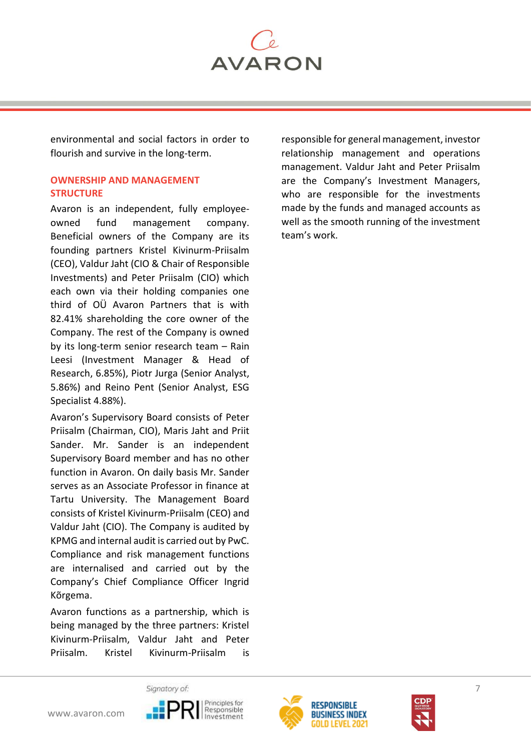environmental and social factors in order to flourish and survive in the long-term.

## OWNERSHIP AND MANAGEMENT STRUCTURE

Avaron is an independent, fully employee-owned fund management company. Beneficial owners of the Company are its founding partners Kristel Kivinurm-Priisalm (CEO), Valdur Jaht (CIO & Chair of Responsible Investments) and Peter Priisalm (CIO) which each own via their holding companies one third of OÜ Avaron Partners that is with 82.41% shareholding the core owner of the Company. The rest of the Company is owned by its long-term senior research team – Rain Leesi (Investment Manager & Head of Research, 6.85%), Piotr Jurga (Senior Analyst, 5.86%) and Reino Pent (Senior Analyst, ESG Specialist 4.88%).

Avaron's Supervisory Board consists of Peter Priisalm (Chairman, CIO), Maris Jaht and Priit Sander. Mr. Sander is an independent Supervisory Board member and has no other function in Avaron. On daily basis Mr. Sander serves as an Associate Professor in finance at Tartu University. The Management Board consists of Kristel Kivinurm-Priisalm (CEO) and Valdur Jaht (CIO). The Company is audited by KPMG and internal audit is carried out by PwC. Compliance and risk management functions are internalised and carried out by the Company's Chief Compliance Officer Ingrid Kõrgema.

Avaron functions as a partnership, which is being managed by the three partners: Kristel Kivinurm-Priisalm, Valdur Jaht and Peter Priisalm. Kristel Kivinurm-Priisalm is responsible for general management, investor relationship management and operations management. Valdur Jaht and Peter Priisalm are the Company's Investment Managers, who are responsible for the investments made by the funds and managed accounts as well as the smooth running of the investment team's work.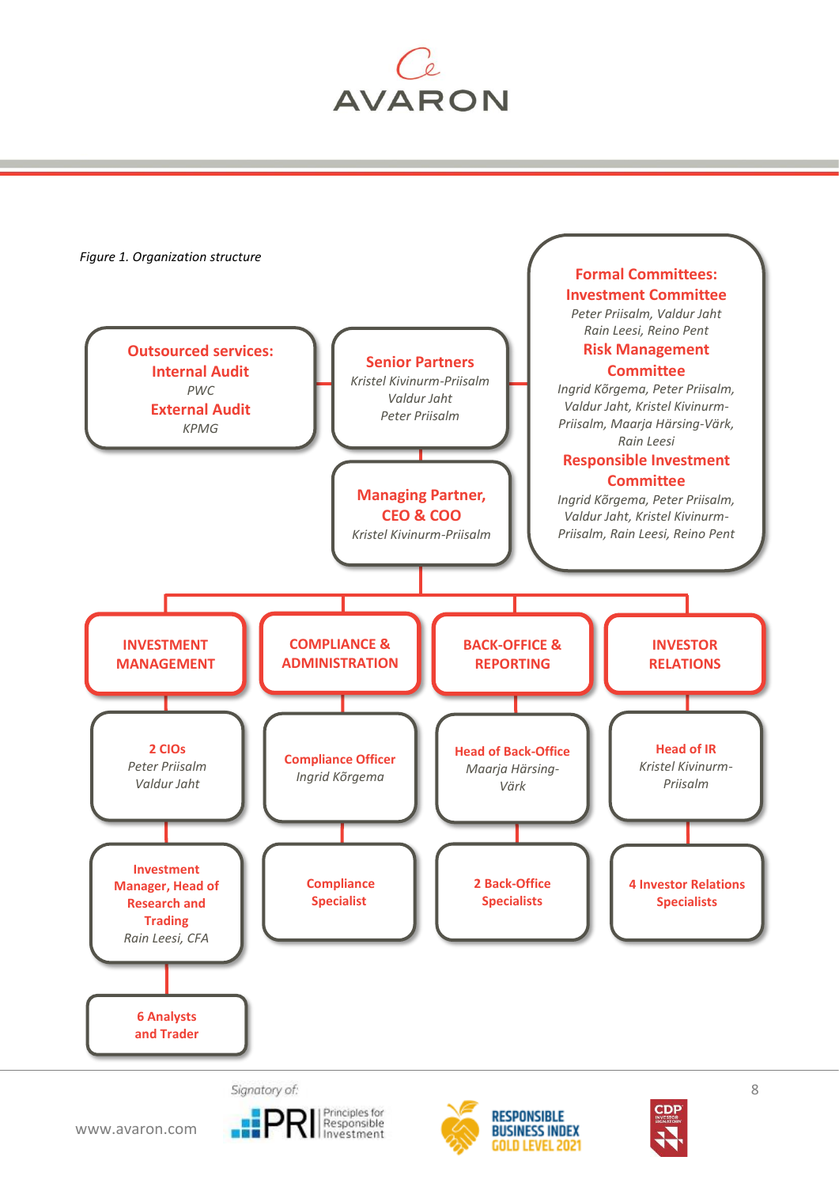*Figure 1. Organization structure*

**Outsourced services:**
**Internal Audit**
*PWC*
**External Audit**
*KPMG*

**Senior Partners**
*Kristel Kivinurm-Priisalm*
*Valdur Jaht*
*Peter Priisalm*

**Managing Partner, CEO & COO**
*Kristel Kivinurm-Priisalm*

**Formal Committees:**
**Investment Committee**
*Peter Priisalm, Valdur Jaht*
*Rain Leesi, Reino Pent*
**Risk Management Committee**
*Ingrid Kõrgema, Peter Priisalm, Valdur Jaht, Kristel Kivinurm-Priisalm, Maarja Härsing-Värk, Rain Leesi*
**Responsible Investment Committee**
*Ingrid Kõrgema, Peter Priisalm, Valdur Jaht, Kristel Kivinurm-Priisalm, Rain Leesi, Reino Pent*

**INVESTMENT MANAGEMENT**
- **2 CIOs** – *Peter Priisalm, Valdur Jaht*
- **Investment Manager, Head of Research and Trading** – *Rain Leesi, CFA*
- **6 Analysts and Trader**

**COMPLIANCE & ADMINISTRATION**
- **Compliance Officer** – *Ingrid Kõrgema*
- **Compliance Specialist**

**BACK-OFFICE & REPORTING**
- **Head of Back-Office** – *Maarja Härsing-Värk*
- **2 Back-Office Specialists**

**INVESTOR RELATIONS**
- **Head of IR** – *Kristel Kivinurm-Priisalm*
- **4 Investor Relations Specialists**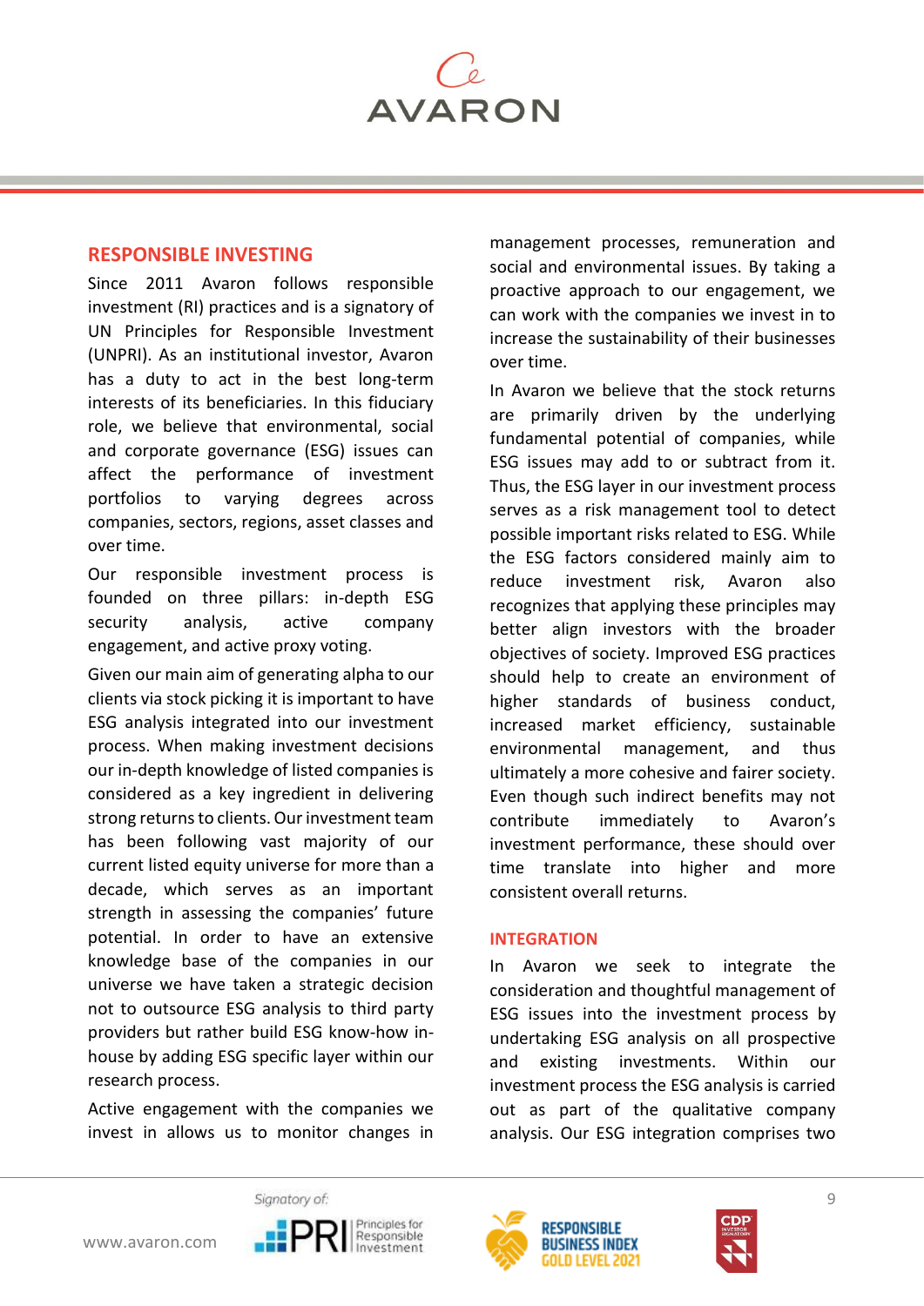## RESPONSIBLE INVESTING

Since 2011 Avaron follows responsible investment (RI) practices and is a signatory of UN Principles for Responsible Investment (UNPRI). As an institutional investor, Avaron has a duty to act in the best long-term interests of its beneficiaries. In this fiduciary role, we believe that environmental, social and corporate governance (ESG) issues can affect the performance of investment portfolios to varying degrees across companies, sectors, regions, asset classes and over time.

Our responsible investment process is founded on three pillars: in-depth ESG security analysis, active company engagement, and active proxy voting.

Given our main aim of generating alpha to our clients via stock picking it is important to have ESG analysis integrated into our investment process. When making investment decisions our in-depth knowledge of listed companies is considered as a key ingredient in delivering strong returns to clients. Our investment team has been following vast majority of our current listed equity universe for more than a decade, which serves as an important strength in assessing the companies' future potential. In order to have an extensive knowledge base of the companies in our universe we have taken a strategic decision not to outsource ESG analysis to third party providers but rather build ESG know-how in-house by adding ESG specific layer within our research process.

Active engagement with the companies we invest in allows us to monitor changes in management processes, remuneration and social and environmental issues. By taking a proactive approach to our engagement, we can work with the companies we invest in to increase the sustainability of their businesses over time.

In Avaron we believe that the stock returns are primarily driven by the underlying fundamental potential of companies, while ESG issues may add to or subtract from it. Thus, the ESG layer in our investment process serves as a risk management tool to detect possible important risks related to ESG. While the ESG factors considered mainly aim to reduce investment risk, Avaron also recognizes that applying these principles may better align investors with the broader objectives of society. Improved ESG practices should help to create an environment of higher standards of business conduct, increased market efficiency, sustainable environmental management, and thus ultimately a more cohesive and fairer society. Even though such indirect benefits may not contribute immediately to Avaron's investment performance, these should over time translate into higher and more consistent overall returns.

## INTEGRATION

In Avaron we seek to integrate the consideration and thoughtful management of ESG issues into the investment process by undertaking ESG analysis on all prospective and existing investments. Within our investment process the ESG analysis is carried out as part of the qualitative company analysis. Our ESG integration comprises two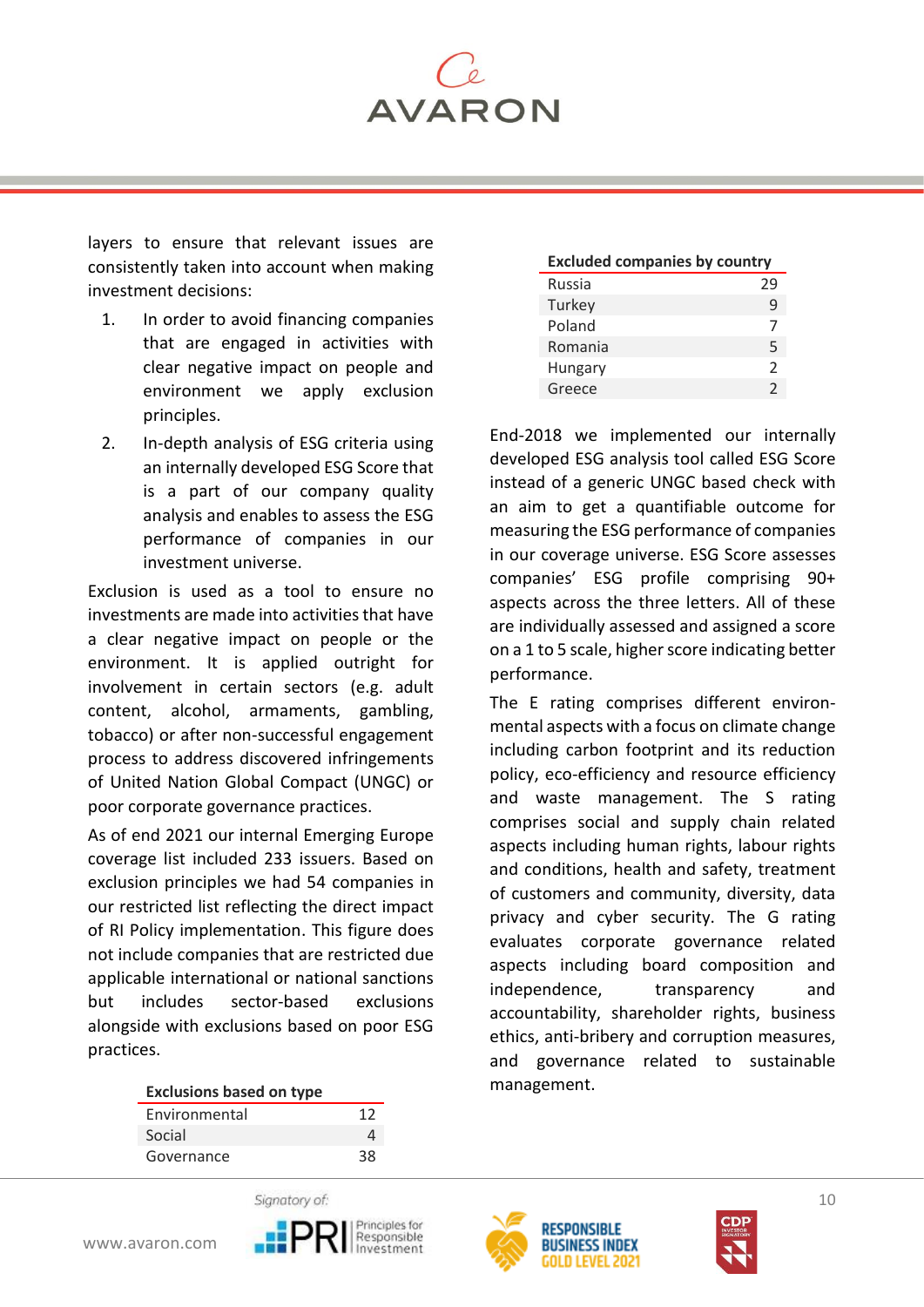layers to ensure that relevant issues are consistently taken into account when making investment decisions:

1. In order to avoid financing companies that are engaged in activities with clear negative impact on people and environment we apply exclusion principles.
2. In-depth analysis of ESG criteria using an internally developed ESG Score that is a part of our company quality analysis and enables to assess the ESG performance of companies in our investment universe.

Exclusion is used as a tool to ensure no investments are made into activities that have a clear negative impact on people or the environment. It is applied outright for involvement in certain sectors (e.g. adult content, alcohol, armaments, gambling, tobacco) or after non-successful engagement process to address discovered infringements of United Nation Global Compact (UNGC) or poor corporate governance practices.

As of end 2021 our internal Emerging Europe coverage list included 233 issuers. Based on exclusion principles we had 54 companies in our restricted list reflecting the direct impact of RI Policy implementation. This figure does not include companies that are restricted due applicable international or national sanctions but includes sector-based exclusions alongside with exclusions based on poor ESG practices.

| Exclusions based on type | |
|---|---|
| Environmental | 12 |
| Social | 4 |
| Governance | 38 |

| Excluded companies by country | |
|---|---|
| Russia | 29 |
| Turkey | 9 |
| Poland | 7 |
| Romania | 5 |
| Hungary | 2 |
| Greece | 2 |

End-2018 we implemented our internally developed ESG analysis tool called ESG Score instead of a generic UNGC based check with an aim to get a quantifiable outcome for measuring the ESG performance of companies in our coverage universe. ESG Score assesses companies' ESG profile comprising 90+ aspects across the three letters. All of these are individually assessed and assigned a score on a 1 to 5 scale, higher score indicating better performance.

The E rating comprises different environmental aspects with a focus on climate change including carbon footprint and its reduction policy, eco-efficiency and resource efficiency and waste management. The S rating comprises social and supply chain related aspects including human rights, labour rights and conditions, health and safety, treatment of customers and community, diversity, data privacy and cyber security. The G rating evaluates corporate governance related aspects including board composition and independence, transparency and accountability, shareholder rights, business ethics, anti-bribery and corruption measures, and governance related to sustainable management.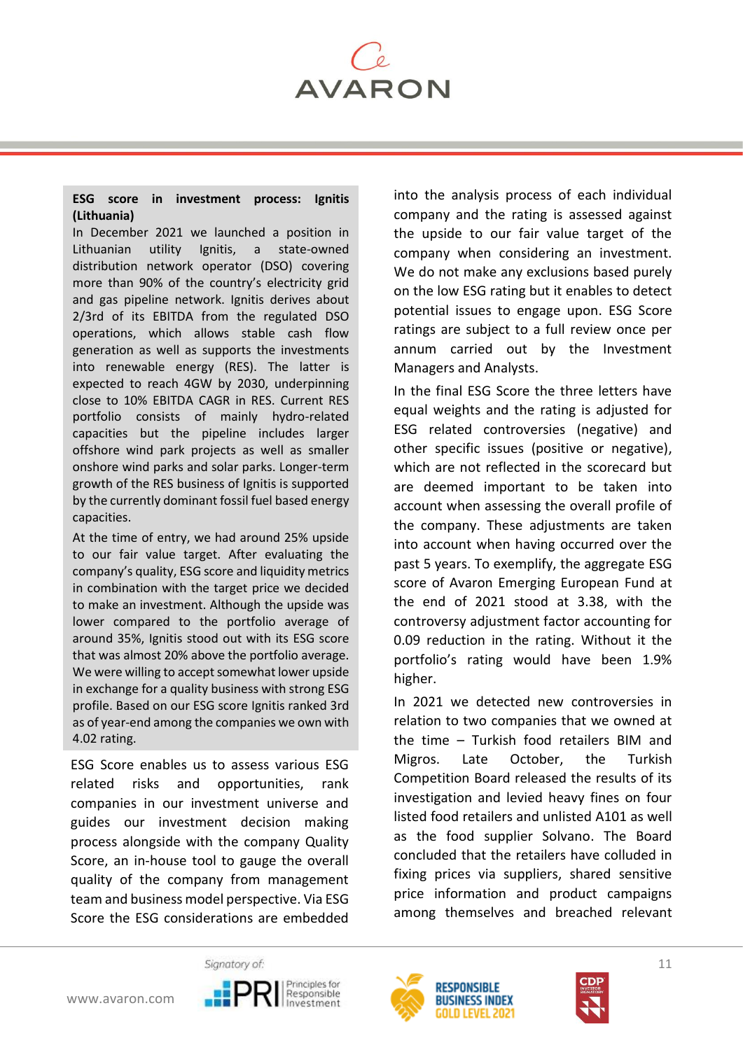**ESG score in investment process: Ignitis (Lithuania)**

In December 2021 we launched a position in Lithuanian utility Ignitis, a state-owned distribution network operator (DSO) covering more than 90% of the country's electricity grid and gas pipeline network. Ignitis derives about 2/3rd of its EBITDA from the regulated DSO operations, which allows stable cash flow generation as well as supports the investments into renewable energy (RES). The latter is expected to reach 4GW by 2030, underpinning close to 10% EBITDA CAGR in RES. Current RES portfolio consists of mainly hydro-related capacities but the pipeline includes larger offshore wind park projects as well as smaller onshore wind parks and solar parks. Longer-term growth of the RES business of Ignitis is supported by the currently dominant fossil fuel based energy capacities.

At the time of entry, we had around 25% upside to our fair value target. After evaluating the company's quality, ESG score and liquidity metrics in combination with the target price we decided to make an investment. Although the upside was lower compared to the portfolio average of around 35%, Ignitis stood out with its ESG score that was almost 20% above the portfolio average. We were willing to accept somewhat lower upside in exchange for a quality business with strong ESG profile. Based on our ESG score Ignitis ranked 3rd as of year-end among the companies we own with 4.02 rating.

ESG Score enables us to assess various ESG related risks and opportunities, rank companies in our investment universe and guides our investment decision making process alongside with the company Quality Score, an in-house tool to gauge the overall quality of the company from management team and business model perspective. Via ESG Score the ESG considerations are embedded into the analysis process of each individual company and the rating is assessed against the upside to our fair value target of the company when considering an investment. We do not make any exclusions based purely on the low ESG rating but it enables to detect potential issues to engage upon. ESG Score ratings are subject to a full review once per annum carried out by the Investment Managers and Analysts.

In the final ESG Score the three letters have equal weights and the rating is adjusted for ESG related controversies (negative) and other specific issues (positive or negative), which are not reflected in the scorecard but are deemed important to be taken into account when assessing the overall profile of the company. These adjustments are taken into account when having occurred over the past 5 years. To exemplify, the aggregate ESG score of Avaron Emerging European Fund at the end of 2021 stood at 3.38, with the controversy adjustment factor accounting for 0.09 reduction in the rating. Without it the portfolio's rating would have been 1.9% higher.

In 2021 we detected new controversies in relation to two companies that we owned at the time – Turkish food retailers BIM and Migros. Late October, the Turkish Competition Board released the results of its investigation and levied heavy fines on four listed food retailers and unlisted A101 as well as the food supplier Solvano. The Board concluded that the retailers have colluded in fixing prices via suppliers, shared sensitive price information and product campaigns among themselves and breached relevant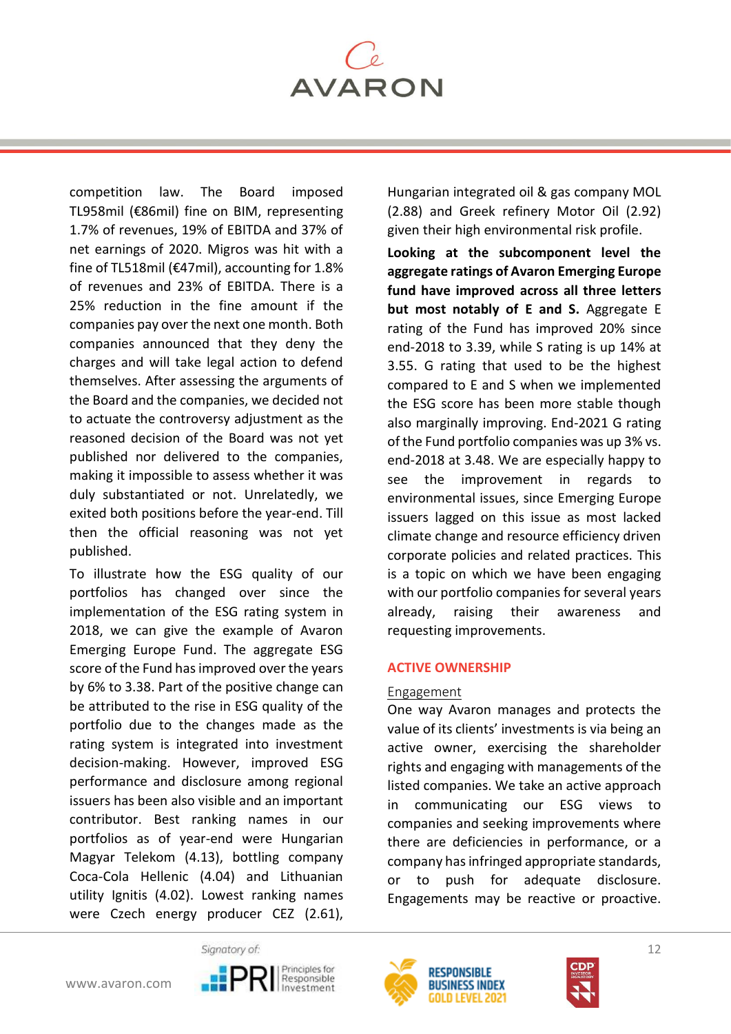competition law. The Board imposed TL958mil (€86mil) fine on BIM, representing 1.7% of revenues, 19% of EBITDA and 37% of net earnings of 2020. Migros was hit with a fine of TL518mil (€47mil), accounting for 1.8% of revenues and 23% of EBITDA. There is a 25% reduction in the fine amount if the companies pay over the next one month. Both companies announced that they deny the charges and will take legal action to defend themselves. After assessing the arguments of the Board and the companies, we decided not to actuate the controversy adjustment as the reasoned decision of the Board was not yet published nor delivered to the companies, making it impossible to assess whether it was duly substantiated or not. Unrelatedly, we exited both positions before the year-end. Till then the official reasoning was not yet published.

To illustrate how the ESG quality of our portfolios has changed over since the implementation of the ESG rating system in 2018, we can give the example of Avaron Emerging Europe Fund. The aggregate ESG score of the Fund has improved over the years by 6% to 3.38. Part of the positive change can be attributed to the rise in ESG quality of the portfolio due to the changes made as the rating system is integrated into investment decision-making. However, improved ESG performance and disclosure among regional issuers has been also visible and an important contributor. Best ranking names in our portfolios as of year-end were Hungarian Magyar Telekom (4.13), bottling company Coca-Cola Hellenic (4.04) and Lithuanian utility Ignitis (4.02). Lowest ranking names were Czech energy producer CEZ (2.61), Hungarian integrated oil & gas company MOL (2.88) and Greek refinery Motor Oil (2.92) given their high environmental risk profile.

**Looking at the subcomponent level the aggregate ratings of Avaron Emerging Europe fund have improved across all three letters but most notably of E and S.** Aggregate E rating of the Fund has improved 20% since end-2018 to 3.39, while S rating is up 14% at 3.55. G rating that used to be the highest compared to E and S when we implemented the ESG score has been more stable though also marginally improving. End-2021 G rating of the Fund portfolio companies was up 3% vs. end-2018 at 3.48. We are especially happy to see the improvement in regards to environmental issues, since Emerging Europe issuers lagged on this issue as most lacked climate change and resource efficiency driven corporate policies and related practices. This is a topic on which we have been engaging with our portfolio companies for several years already, raising their awareness and requesting improvements.

## ACTIVE OWNERSHIP

### Engagement

One way Avaron manages and protects the value of its clients' investments is via being an active owner, exercising the shareholder rights and engaging with managements of the listed companies. We take an active approach in communicating our ESG views to companies and seeking improvements where there are deficiencies in performance, or a company has infringed appropriate standards, or to push for adequate disclosure. Engagements may be reactive or proactive.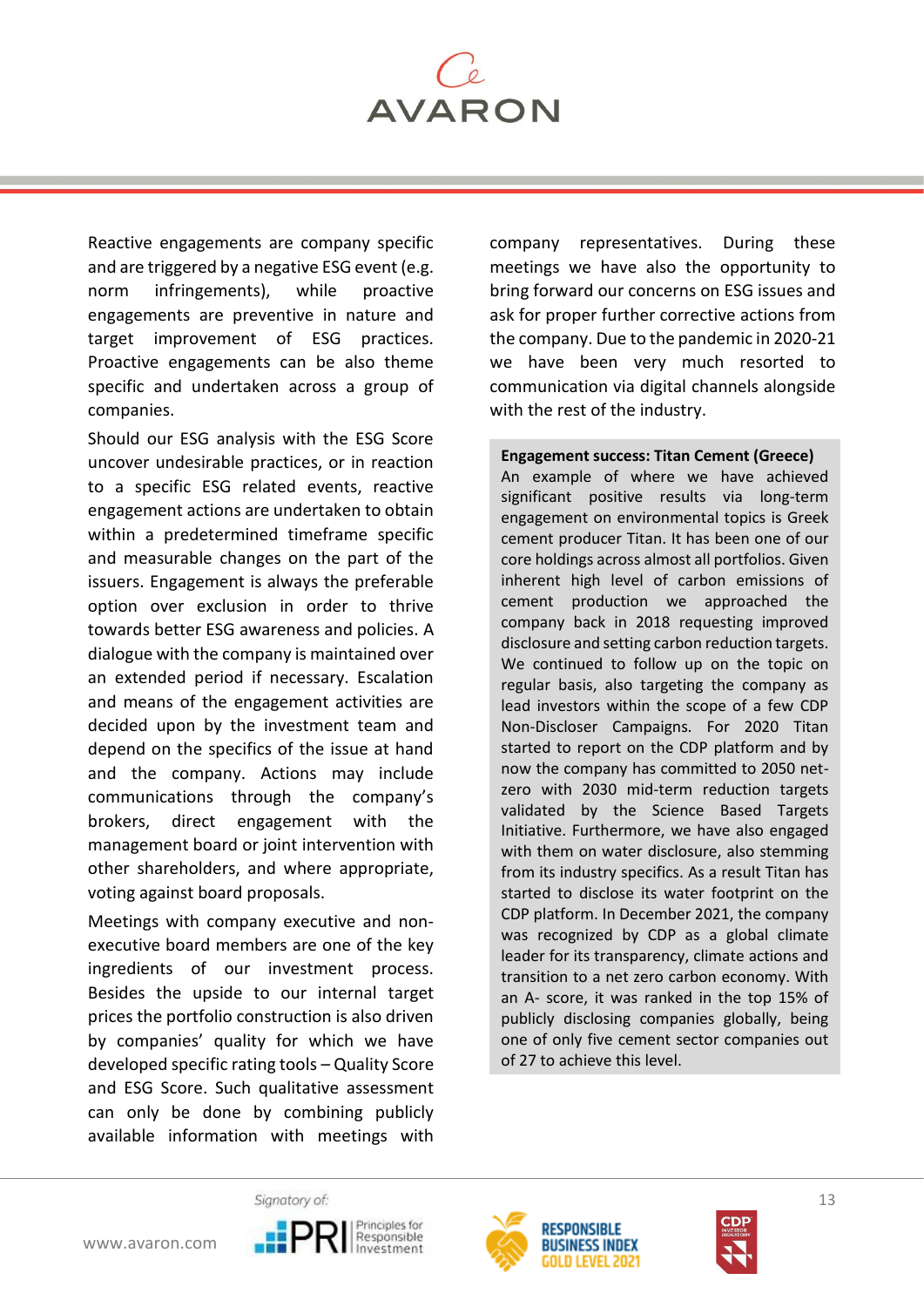Reactive engagements are company specific and are triggered by a negative ESG event (e.g. norm infringements), while proactive engagements are preventive in nature and target improvement of ESG practices. Proactive engagements can be also theme specific and undertaken across a group of companies.

Should our ESG analysis with the ESG Score uncover undesirable practices, or in reaction to a specific ESG related events, reactive engagement actions are undertaken to obtain within a predetermined timeframe specific and measurable changes on the part of the issuers. Engagement is always the preferable option over exclusion in order to thrive towards better ESG awareness and policies. A dialogue with the company is maintained over an extended period if necessary. Escalation and means of the engagement activities are decided upon by the investment team and depend on the specifics of the issue at hand and the company. Actions may include communications through the company's brokers, direct engagement with the management board or joint intervention with other shareholders, and where appropriate, voting against board proposals.

Meetings with company executive and non-executive board members are one of the key ingredients of our investment process. Besides the upside to our internal target prices the portfolio construction is also driven by companies' quality for which we have developed specific rating tools – Quality Score and ESG Score. Such qualitative assessment can only be done by combining publicly available information with meetings with company representatives. During these meetings we have also the opportunity to bring forward our concerns on ESG issues and ask for proper further corrective actions from the company. Due to the pandemic in 2020-21 we have been very much resorted to communication via digital channels alongside with the rest of the industry.

**Engagement success: Titan Cement (Greece)**

An example of where we have achieved significant positive results via long-term engagement on environmental topics is Greek cement producer Titan. It has been one of our core holdings across almost all portfolios. Given inherent high level of carbon emissions of cement production we approached the company back in 2018 requesting improved disclosure and setting carbon reduction targets. We continued to follow up on the topic on regular basis, also targeting the company as lead investors within the scope of a few CDP Non-Discloser Campaigns. For 2020 Titan started to report on the CDP platform and by now the company has committed to 2050 net-zero with 2030 mid-term reduction targets validated by the Science Based Targets Initiative. Furthermore, we have also engaged with them on water disclosure, also stemming from its industry specifics. As a result Titan has started to disclose its water footprint on the CDP platform. In December 2021, the company was recognized by CDP as a global climate leader for its transparency, climate actions and transition to a net zero carbon economy. With an A- score, it was ranked in the top 15% of publicly disclosing companies globally, being one of only five cement sector companies out of 27 to achieve this level.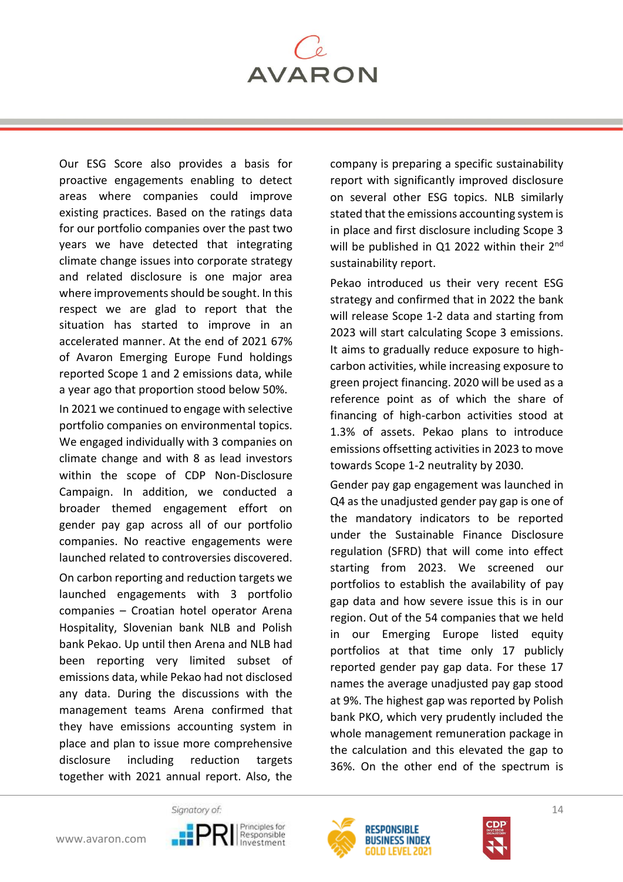Our ESG Score also provides a basis for proactive engagements enabling to detect areas where companies could improve existing practices. Based on the ratings data for our portfolio companies over the past two years we have detected that integrating climate change issues into corporate strategy and related disclosure is one major area where improvements should be sought. In this respect we are glad to report that the situation has started to improve in an accelerated manner. At the end of 2021 67% of Avaron Emerging Europe Fund holdings reported Scope 1 and 2 emissions data, while a year ago that proportion stood below 50%.

In 2021 we continued to engage with selective portfolio companies on environmental topics. We engaged individually with 3 companies on climate change and with 8 as lead investors within the scope of CDP Non-Disclosure Campaign. In addition, we conducted a broader themed engagement effort on gender pay gap across all of our portfolio companies. No reactive engagements were launched related to controversies discovered.

On carbon reporting and reduction targets we launched engagements with 3 portfolio companies – Croatian hotel operator Arena Hospitality, Slovenian bank NLB and Polish bank Pekao. Up until then Arena and NLB had been reporting very limited subset of emissions data, while Pekao had not disclosed any data. During the discussions with the management teams Arena confirmed that they have emissions accounting system in place and plan to issue more comprehensive disclosure including reduction targets together with 2021 annual report. Also, the company is preparing a specific sustainability report with significantly improved disclosure on several other ESG topics. NLB similarly stated that the emissions accounting system is in place and first disclosure including Scope 3 will be published in Q1 2022 within their 2nd sustainability report.

Pekao introduced us their very recent ESG strategy and confirmed that in 2022 the bank will release Scope 1-2 data and starting from 2023 will start calculating Scope 3 emissions. It aims to gradually reduce exposure to high-carbon activities, while increasing exposure to green project financing. 2020 will be used as a reference point as of which the share of financing of high-carbon activities stood at 1.3% of assets. Pekao plans to introduce emissions offsetting activities in 2023 to move towards Scope 1-2 neutrality by 2030.

Gender pay gap engagement was launched in Q4 as the unadjusted gender pay gap is one of the mandatory indicators to be reported under the Sustainable Finance Disclosure regulation (SFRD) that will come into effect starting from 2023. We screened our portfolios to establish the availability of pay gap data and how severe issue this is in our region. Out of the 54 companies that we held in our Emerging Europe listed equity portfolios at that time only 17 publicly reported gender pay gap data. For these 17 names the average unadjusted pay gap stood at 9%. The highest gap was reported by Polish bank PKO, which very prudently included the whole management remuneration package in the calculation and this elevated the gap to 36%. On the other end of the spectrum is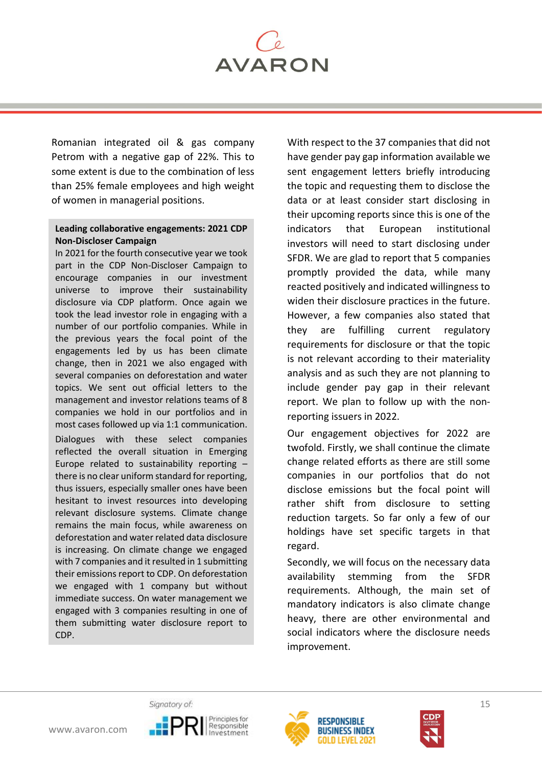Romanian integrated oil & gas company Petrom with a negative gap of 22%. This to some extent is due to the combination of less than 25% female employees and high weight of women in managerial positions.

**Leading collaborative engagements: 2021 CDP Non-Discloser Campaign**

In 2021 for the fourth consecutive year we took part in the CDP Non-Discloser Campaign to encourage companies in our investment universe to improve their sustainability disclosure via CDP platform. Once again we took the lead investor role in engaging with a number of our portfolio companies. While in the previous years the focal point of the engagements led by us has been climate change, then in 2021 we also engaged with several companies on deforestation and water topics. We sent out official letters to the management and investor relations teams of 8 companies we hold in our portfolios and in most cases followed up via 1:1 communication.

Dialogues with these select companies reflected the overall situation in Emerging Europe related to sustainability reporting – there is no clear uniform standard for reporting, thus issuers, especially smaller ones have been hesitant to invest resources into developing relevant disclosure systems. Climate change remains the main focus, while awareness on deforestation and water related data disclosure is increasing. On climate change we engaged with 7 companies and it resulted in 1 submitting their emissions report to CDP. On deforestation we engaged with 1 company but without immediate success. On water management we engaged with 3 companies resulting in one of them submitting water disclosure report to CDP.

With respect to the 37 companies that did not have gender pay gap information available we sent engagement letters briefly introducing the topic and requesting them to disclose the data or at least consider start disclosing in their upcoming reports since this is one of the indicators that European institutional investors will need to start disclosing under SFDR. We are glad to report that 5 companies promptly provided the data, while many reacted positively and indicated willingness to widen their disclosure practices in the future. However, a few companies also stated that they are fulfilling current regulatory requirements for disclosure or that the topic is not relevant according to their materiality analysis and as such they are not planning to include gender pay gap in their relevant report. We plan to follow up with the non-reporting issuers in 2022.

Our engagement objectives for 2022 are twofold. Firstly, we shall continue the climate change related efforts as there are still some companies in our portfolios that do not disclose emissions but the focal point will rather shift from disclosure to setting reduction targets. So far only a few of our holdings have set specific targets in that regard.

Secondly, we will focus on the necessary data availability stemming from the SFDR requirements. Although, the main set of mandatory indicators is also climate change heavy, there are other environmental and social indicators where the disclosure needs improvement.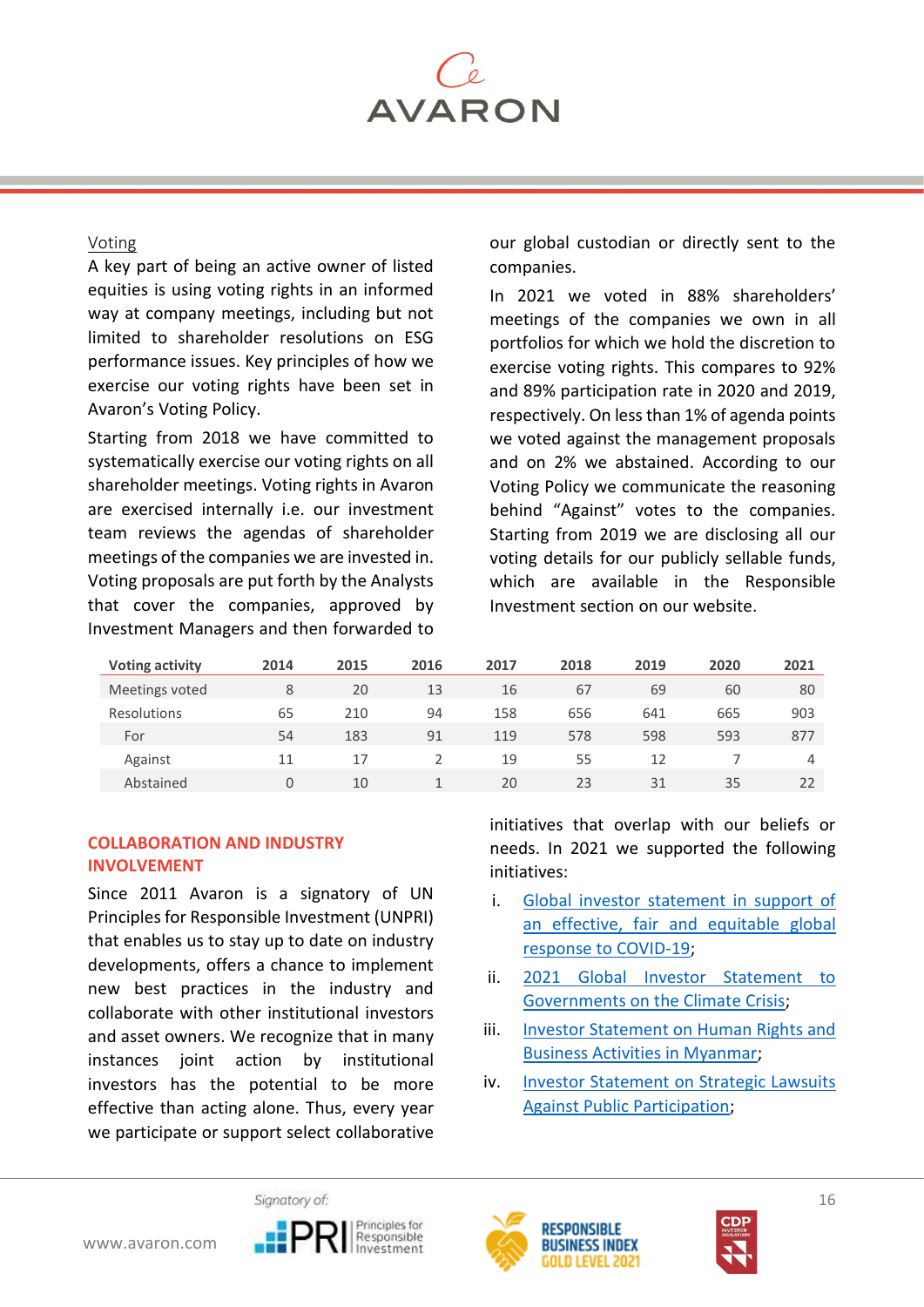Voting

A key part of being an active owner of listed equities is using voting rights in an informed way at company meetings, including but not limited to shareholder resolutions on ESG performance issues. Key principles of how we exercise our voting rights have been set in Avaron's Voting Policy.

Starting from 2018 we have committed to systematically exercise our voting rights on all shareholder meetings. Voting rights in Avaron are exercised internally i.e. our investment team reviews the agendas of shareholder meetings of the companies we are invested in. Voting proposals are put forth by the Analysts that cover the companies, approved by Investment Managers and then forwarded to our global custodian or directly sent to the companies.

In 2021 we voted in 88% shareholders' meetings of the companies we own in all portfolios for which we hold the discretion to exercise voting rights. This compares to 92% and 89% participation rate in 2020 and 2019, respectively. On less than 1% of agenda points we voted against the management proposals and on 2% we abstained. According to our Voting Policy we communicate the reasoning behind "Against" votes to the companies. Starting from 2019 we are disclosing all our voting details for our publicly sellable funds, which are available in the Responsible Investment section on our website.

| Voting activity | 2014 | 2015 | 2016 | 2017 | 2018 | 2019 | 2020 | 2021 |
|---|---|---|---|---|---|---|---|---|
| Meetings voted | 8 | 20 | 13 | 16 | 67 | 69 | 60 | 80 |
| Resolutions | 65 | 210 | 94 | 158 | 656 | 641 | 665 | 903 |
| For | 54 | 183 | 91 | 119 | 578 | 598 | 593 | 877 |
| Against | 11 | 17 | 2 | 19 | 55 | 12 | 7 | 4 |
| Abstained | 0 | 10 | 1 | 20 | 23 | 31 | 35 | 22 |

## COLLABORATION AND INDUSTRY INVOLVEMENT

Since 2011 Avaron is a signatory of UN Principles for Responsible Investment (UNPRI) that enables us to stay up to date on industry developments, offers a chance to implement new best practices in the industry and collaborate with other institutional investors and asset owners. We recognize that in many instances joint action by institutional investors has the potential to be more effective than acting alone. Thus, every year we participate or support select collaborative initiatives that overlap with our beliefs or needs. In 2021 we supported the following initiatives:

i. Global investor statement in support of an effective, fair and equitable global response to COVID-19;

ii. 2021 Global Investor Statement to Governments on the Climate Crisis;

iii. Investor Statement on Human Rights and Business Activities in Myanmar;

iv. Investor Statement on Strategic Lawsuits Against Public Participation;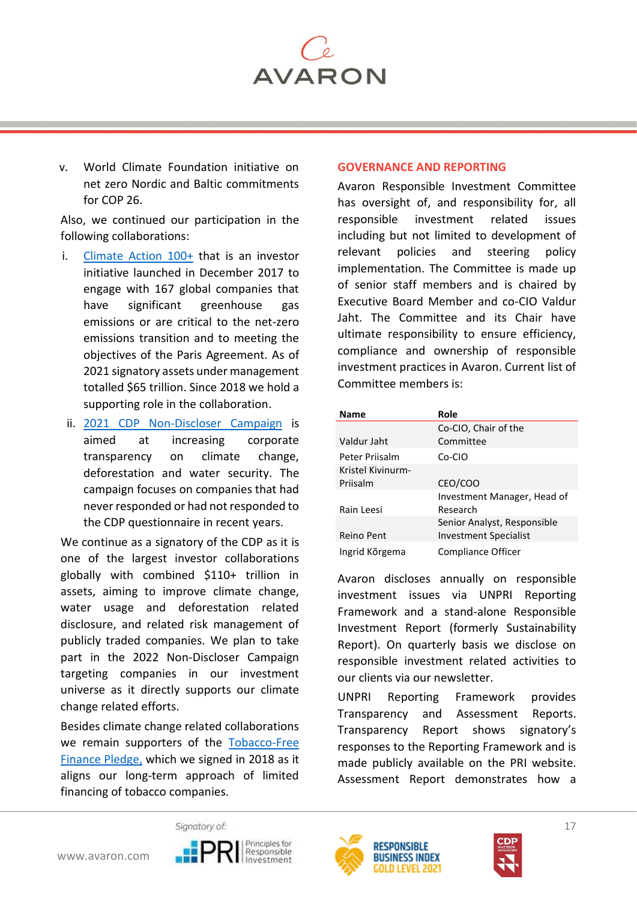v. World Climate Foundation initiative on net zero Nordic and Baltic commitments for COP 26.

Also, we continued our participation in the following collaborations:

i. Climate Action 100+ that is an investor initiative launched in December 2017 to engage with 167 global companies that have significant greenhouse gas emissions or are critical to the net-zero emissions transition and to meeting the objectives of the Paris Agreement. As of 2021 signatory assets under management totalled $65 trillion. Since 2018 we hold a supporting role in the collaboration.

ii. 2021 CDP Non-Discloser Campaign is aimed at increasing corporate transparency on climate change, deforestation and water security. The campaign focuses on companies that had never responded or had not responded to the CDP questionnaire in recent years.

We continue as a signatory of the CDP as it is one of the largest investor collaborations globally with combined $110+ trillion in assets, aiming to improve climate change, water usage and deforestation related disclosure, and related risk management of publicly traded companies. We plan to take part in the 2022 Non-Discloser Campaign targeting companies in our investment universe as it directly supports our climate change related efforts.

Besides climate change related collaborations we remain supporters of the Tobacco-Free Finance Pledge, which we signed in 2018 as it aligns our long-term approach of limited financing of tobacco companies.

## GOVERNANCE AND REPORTING

Avaron Responsible Investment Committee has oversight of, and responsibility for, all responsible investment related issues including but not limited to development of relevant policies and steering policy implementation. The Committee is made up of senior staff members and is chaired by Executive Board Member and co-CIO Valdur Jaht. The Committee and its Chair have ultimate responsibility to ensure efficiency, compliance and ownership of responsible investment practices in Avaron. Current list of Committee members is:

| Name | Role |
|---|---|
| Valdur Jaht | Co-CIO, Chair of the Committee |
| Peter Priisalm | Co-CIO |
| Kristel Kivinurm-Priisalm | CEO/COO |
| Rain Leesi | Investment Manager, Head of Research |
| Reino Pent | Senior Analyst, Responsible Investment Specialist |
| Ingrid Kõrgema | Compliance Officer |

Avaron discloses annually on responsible investment issues via UNPRI Reporting Framework and a stand-alone Responsible Investment Report (formerly Sustainability Report). On quarterly basis we disclose on responsible investment related activities to our clients via our newsletter.

UNPRI Reporting Framework provides Transparency and Assessment Reports. Transparency Report shows signatory's responses to the Reporting Framework and is made publicly available on the PRI website. Assessment Report demonstrates how a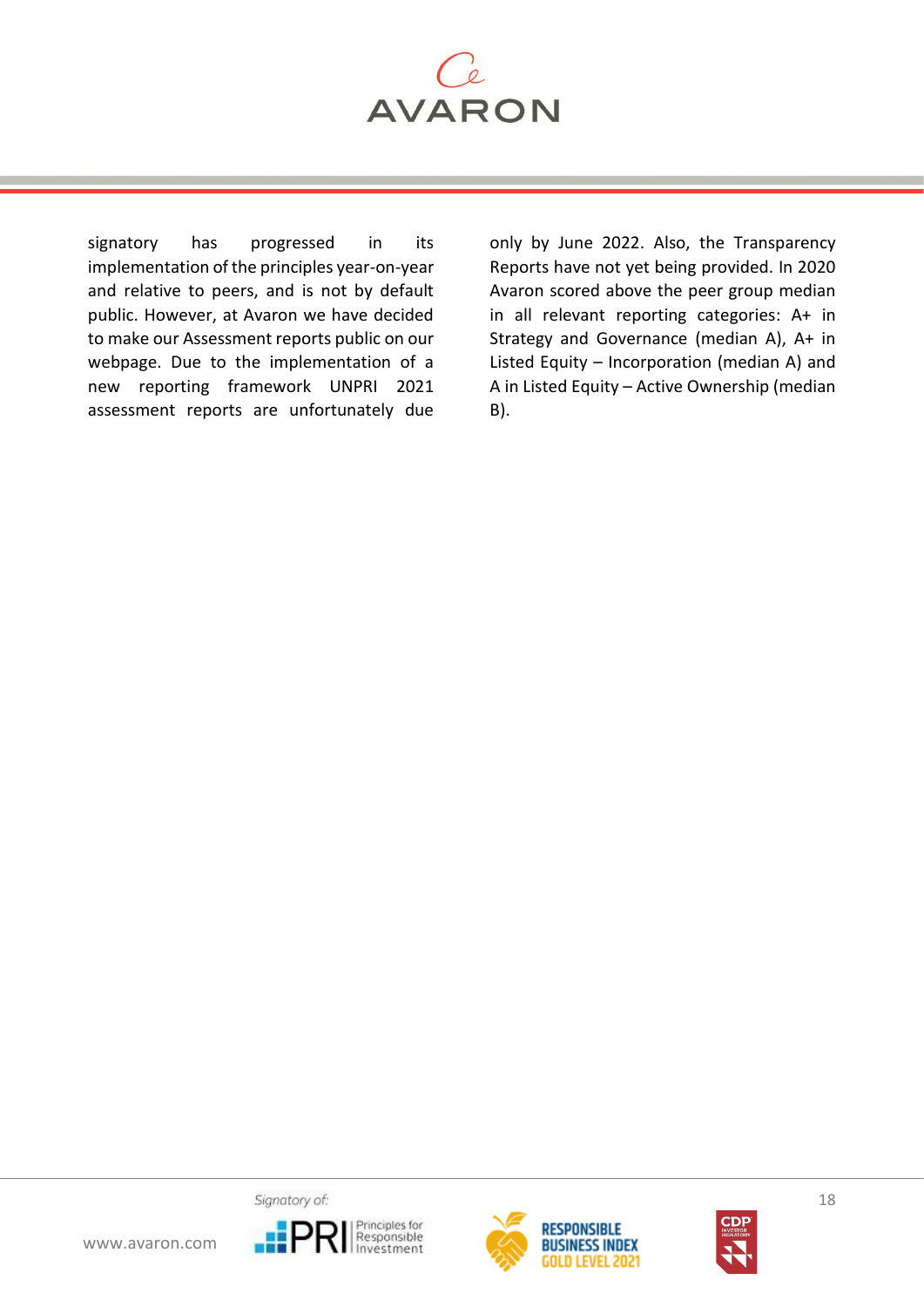signatory has progressed in its implementation of the principles year-on-year and relative to peers, and is not by default public. However, at Avaron we have decided to make our Assessment reports public on our webpage. Due to the implementation of a new reporting framework UNPRI 2021 assessment reports are unfortunately due only by June 2022. Also, the Transparency Reports have not yet being provided. In 2020 Avaron scored above the peer group median in all relevant reporting categories: A+ in Strategy and Governance (median A), A+ in Listed Equity – Incorporation (median A) and A in Listed Equity – Active Ownership (median B).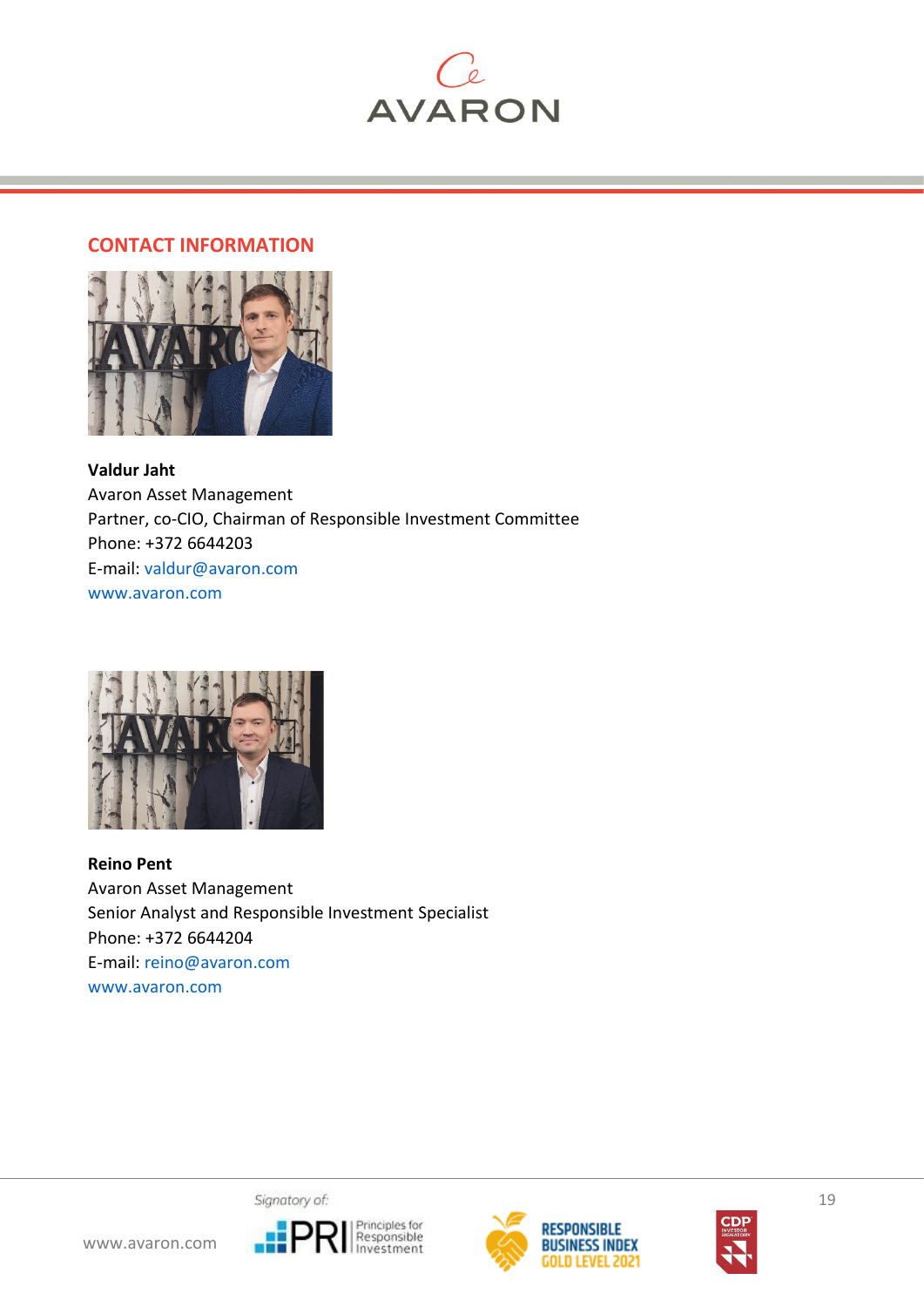## CONTACT INFORMATION

**Valdur Jaht**
Avaron Asset Management
Partner, co-CIO, Chairman of Responsible Investment Committee
Phone: +372 6644203
E-mail: valdur@avaron.com
www.avaron.com

**Reino Pent**
Avaron Asset Management
Senior Analyst and Responsible Investment Specialist
Phone: +372 6644204
E-mail: reino@avaron.com
www.avaron.com